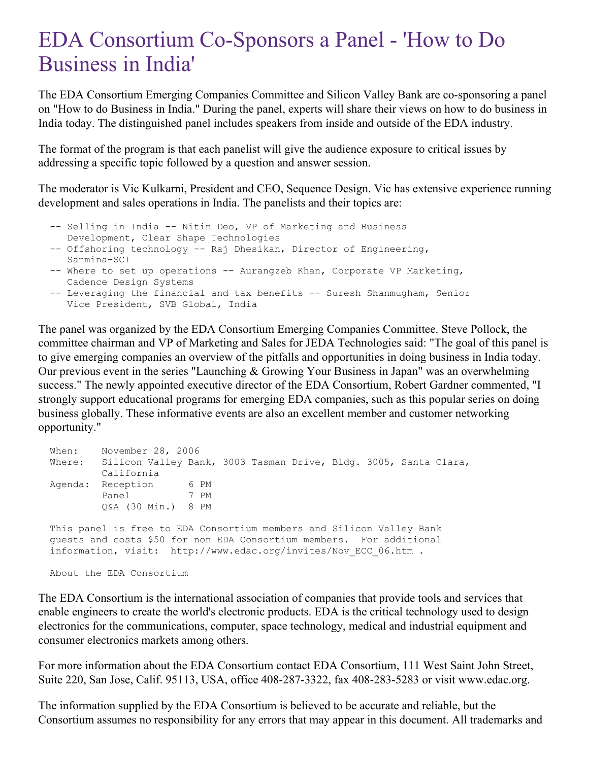# EDA Consortium Co-Sponsors a Panel - 'How to Do Business in India'

The EDA Consortium Emerging Companies Committee and Silicon Valley Bank are co-sponsoring a panel on "How to do Business in India." During the panel, experts will share their views on how to do business in India today. The distinguished panel includes speakers from inside and outside of the EDA industry.

The format of the program is that each panelist will give the audience exposure to critical issues by addressing a specific topic followed by a question and answer session.

The moderator is Vic Kulkarni, President and CEO, Sequence Design. Vic has extensive experience running development and sales operations in India. The panelists and their topics are:

```
-- Selling in India -- Nitin Deo, VP of Marketing and Business
   Development, Clear Shape Technologies
-- Offshoring technology -- Raj Dhesikan, Director of Engineering,
   Sanmina-SCI
-- Where to set up operations -- Aurangzeb Khan, Corporate VP Marketing,
   Cadence Design Systems
-- Leveraging the financial and tax benefits -- Suresh Shanmugham, Senior
   Vice President, SVB Global, India
```

The panel was organized by the EDA Consortium Emerging Companies Committee. Steve Pollock, the committee chairman and VP of Marketing and Sales for JEDA Technologies said: "The goal of this panel is to give emerging companies an overview of the pitfalls and opportunities in doing business in India today. Our previous event in the series "Launching & Growing Your Business in Japan" was an overwhelming success." The newly appointed executive director of the EDA Consortium, Robert Gardner commented, "I strongly support educational programs for emerging EDA companies, such as this popular series on doing business globally. These informative events are also an excellent member and customer networking opportunity."

```
When:    November 28, 2006
Where:   Silicon Valley Bank, 3003 Tasman Drive, Bldg. 3005, Santa Clara,
         California
Agenda:  Reception       6 PM
         Panel           7 PM
         Q&A (30 Min.)   8 PM

This panel is free to EDA Consortium members and Silicon Valley Bank
guests and costs $50 for non EDA Consortium members.  For additional
information, visit:  http://www.edac.org/invites/Nov_ECC_06.htm .

About the EDA Consortium
```

The EDA Consortium is the international association of companies that provide tools and services that enable engineers to create the world's electronic products. EDA is the critical technology used to design electronics for the communications, computer, space technology, medical and industrial equipment and consumer electronics markets among others.

For more information about the EDA Consortium contact EDA Consortium, 111 West Saint John Street, Suite 220, San Jose, Calif. 95113, USA, office 408-287-3322, fax 408-283-5283 or visit www.edac.org.

The information supplied by the EDA Consortium is believed to be accurate and reliable, but the Consortium assumes no responsibility for any errors that may appear in this document. All trademarks and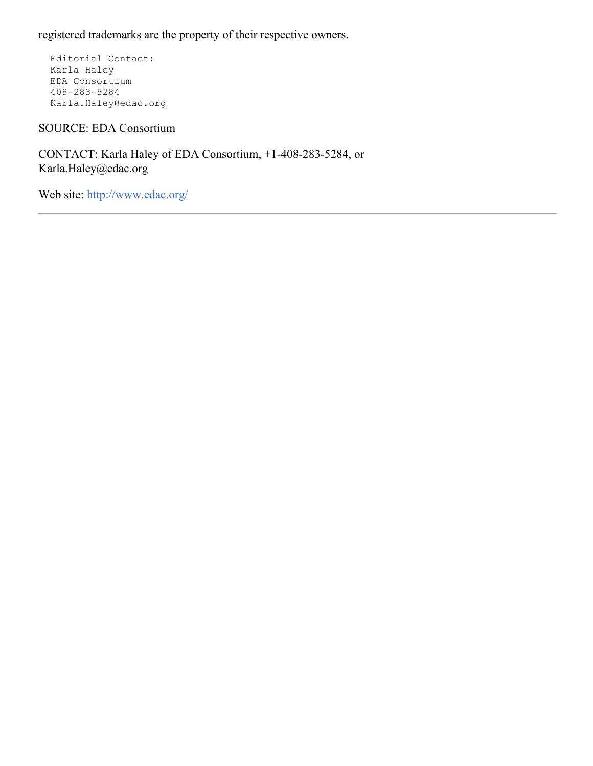registered trademarks are the property of their respective owners.

```
Editorial Contact:
Karla Haley
EDA Consortium
408-283-5284
Karla.Haley@edac.org
```

SOURCE: EDA Consortium

CONTACT: Karla Haley of EDA Consortium, +1-408-283-5284, or Karla.Haley@edac.org

Web site: http://www.edac.org/

---